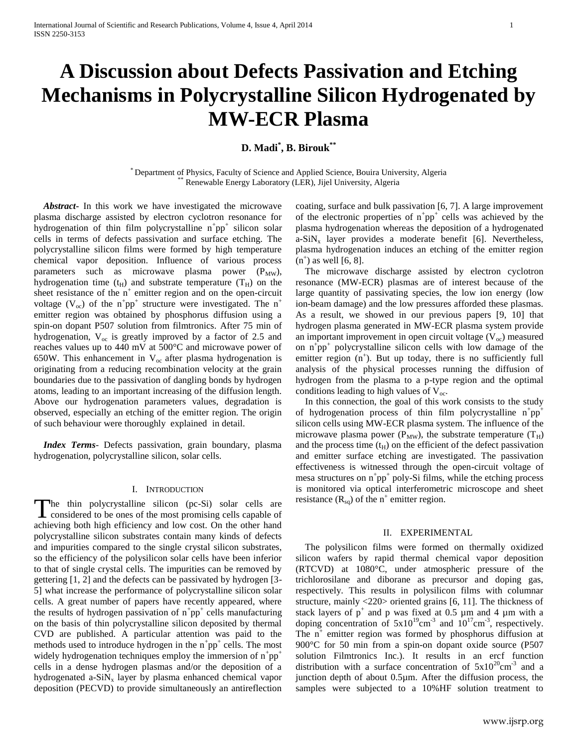# A Discussion about Defects Passivation and Etching Mechanisms in Polycrystalline Silicon Hydrogenated by MW-ECR Plasma

**D. Madi[*], B. Birouk[**]**

[*] Department of Physics, Faculty of Science and Applied Science, Bouira University, Algeria
[**] Renewable Energy Laboratory (LER), Jijel University, Algeria

***Abstract***- In this work we have investigated the microwave plasma discharge assisted by electron cyclotron resonance for hydrogenation of thin film polycrystalline $n^+pp^+$ silicon solar cells in terms of defects passivation and surface etching. The polycrystalline silicon films were formed by high temperature chemical vapor deposition. Influence of various process parameters such as microwave plasma power ($P_{MW}$), hydrogenation time ($t_H$) and substrate temperature ($T_H$) on the sheet resistance of the $n^+$ emitter region and on the open-circuit voltage ($V_{oc}$) of the $n^+pp^+$ structure were investigated. The $n^+$ emitter region was obtained by phosphorus diffusion using a spin-on dopant P507 solution from filmtronics. After 75 min of hydrogenation, $V_{oc}$ is greatly improved by a factor of 2.5 and reaches values up to 440 mV at 500°C and microwave power of 650W. This enhancement in $V_{oc}$ after plasma hydrogenation is originating from a reducing recombination velocity at the grain boundaries due to the passivation of dangling bonds by hydrogen atoms, leading to an important increasing of the diffusion length. Above our hydrogenation parameters values, degradation is observed, especially an etching of the emitter region. The origin of such behaviour were thoroughly explained in detail.

***Index Terms***- Defects passivation, grain boundary, plasma hydrogenation, polycrystalline silicon, solar cells.

## I. Introduction

The thin polycrystalline silicon (pc-Si) solar cells are considered to be ones of the most promising cells capable of achieving both high efficiency and low cost. On the other hand polycrystalline silicon substrates contain many kinds of defects and impurities compared to the single crystal silicon substrates, so the efficiency of the polysilicon solar cells have been inferior to that of single crystal cells. The impurities can be removed by gettering [1, 2] and the defects can be passivated by hydrogen [3-5] what increase the performance of polycrystalline silicon solar cells. A great number of papers have recently appeared, where the results of hydrogen passivation of $n^+pp^+$ cells manufacturing on the basis of thin polycrystalline silicon deposited by thermal CVD are published. A particular attention was paid to the methods used to introduce hydrogen in the $n^+pp^+$ cells. The most widely hydrogenation techniques employ the immersion of $n^+pp^+$ cells in a dense hydrogen plasmas and/or the deposition of a hydrogenated a-$SiN_x$ layer by plasma enhanced chemical vapor deposition (PECVD) to provide simultaneously an antireflection coating, surface and bulk passivation [6, 7]. A large improvement of the electronic properties of $n^+pp^+$ cells was achieved by the plasma hydrogenation whereas the deposition of a hydrogenated a-$SiN_x$ layer provides a moderate benefit [6]. Nevertheless, plasma hydrogenation induces an etching of the emitter region ($n^+$) as well [6, 8].

The microwave discharge assisted by electron cyclotron resonance (MW-ECR) plasmas are of interest because of the large quantity of passivating species, the low ion energy (low ion-beam damage) and the low pressures afforded these plasmas. As a result, we showed in our previous papers [9, 10] that hydrogen plasma generated in MW-ECR plasma system provide an important improvement in open circuit voltage ($V_{oc}$) measured on $n^+pp^+$ polycrystalline silicon cells with low damage of the emitter region ($n^+$). But up today, there is no sufficiently full analysis of the physical processes running the diffusion of hydrogen from the plasma to a p-type region and the optimal conditions leading to high values of $V_{oc}$.

In this connection, the goal of this work consists to the study of hydrogenation process of thin film polycrystalline $n^+pp^+$ silicon cells using MW-ECR plasma system. The influence of the microwave plasma power ($P_{MW}$), the substrate temperature ($T_H$) and the process time ($t_H$) on the efficient of the defect passivation and emitter surface etching are investigated. The passivation effectiveness is witnessed through the open-circuit voltage of mesa structures on $n^+pp^+$ poly-Si films, while the etching process is monitored via optical interferometric microscope and sheet resistance ($R_{sq}$) of the $n^+$ emitter region.

## II. Experimental

The polysilicon films were formed on thermally oxidized silicon wafers by rapid thermal chemical vapor deposition (RTCVD) at 1080°C, under atmospheric pressure of the trichlorosilane and diborane as precursor and doping gas, respectively. This results in polysilicon films with columnar structure, mainly <220> oriented grains [6, 11]. The thickness of stack layers of $p^+$ and p was fixed at 0.5 µm and 4 µm with a doping concentration of $5x10^{19}cm^{-3}$ and $10^{17}cm^{-3}$, respectively. The $n^+$ emitter region was formed by phosphorus diffusion at 900°C for 50 min from a spin-on dopant oxide source (P507 solution Filmtronics Inc.). It results in an ercf function distribution with a surface concentration of $5x10^{20}cm^{-3}$ and a junction depth of about 0.5µm. After the diffusion process, the samples were subjected to a 10%HF solution treatment to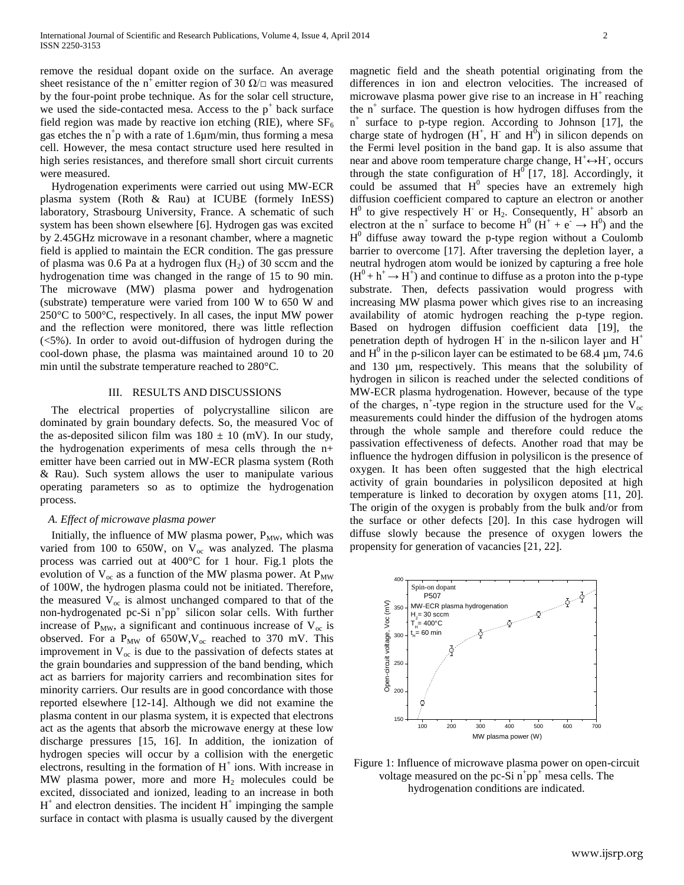remove the residual dopant oxide on the surface. An average sheet resistance of the $n^+$ emitter region of 30 Ω/□ was measured by the four-point probe technique. As for the solar cell structure, we used the side-contacted mesa. Access to the $p^+$ back surface field region was made by reactive ion etching (RIE), where $SF_6$ gas etches the $n^+p$ with a rate of 1.6µm/min, thus forming a mesa cell. However, the mesa contact structure used here resulted in high series resistances, and therefore small short circuit currents were measured.

Hydrogenation experiments were carried out using MW-ECR plasma system (Roth & Rau) at ICUBE (formely InESS) laboratory, Strasbourg University, France. A schematic of such system has been shown elsewhere [6]. Hydrogen gas was excited by 2.45GHz microwave in a resonant chamber, where a magnetic field is applied to maintain the ECR condition. The gas pressure of plasma was 0.6 Pa at a hydrogen flux ($H_2$) of 30 sccm and the hydrogenation time was changed in the range of 15 to 90 min. The microwave (MW) plasma power and hydrogenation (substrate) temperature were varied from 100 W to 650 W and 250°C to 500°C, respectively. In all cases, the input MW power and the reflection were monitored, there was little reflection (<5%). In order to avoid out-diffusion of hydrogen during the cool-down phase, the plasma was maintained around 10 to 20 min until the substrate temperature reached to 280°C.

## III. RESULTS AND DISCUSSIONS

The electrical properties of polycrystalline silicon are dominated by grain boundary defects. So, the measured Voc of the as-deposited silicon film was 180 ± 10 (mV). In our study, the hydrogenation experiments of mesa cells through the n+ emitter have been carried out in MW-ECR plasma system (Roth & Rau). Such system allows the user to manipulate various operating parameters so as to optimize the hydrogenation process.

### A. Effect of microwave plasma power

Initially, the influence of MW plasma power, $P_{MW}$, which was varied from 100 to 650W, on $V_{oc}$ was analyzed. The plasma process was carried out at 400°C for 1 hour. Fig.1 plots the evolution of $V_{oc}$ as a function of the MW plasma power. At $P_{MW}$ of 100W, the hydrogen plasma could not be initiated. Therefore, the measured $V_{oc}$ is almost unchanged compared to that of the non-hydrogenated pc-Si $n^+pp^+$ silicon solar cells. With further increase of $P_{MW}$, a significant and continuous increase of $V_{oc}$ is observed. For a $P_{MW}$ of 650W,$V_{oc}$ reached to 370 mV. This improvement in $V_{oc}$ is due to the passivation of defects states at the grain boundaries and suppression of the band bending, which act as barriers for majority carriers and recombination sites for minority carriers. Our results are in good concordance with those reported elsewhere [12-14]. Although we did not examine the plasma content in our plasma system, it is expected that electrons act as the agents that absorb the microwave energy at these low discharge pressures [15, 16]. In addition, the ionization of hydrogen species will occur by a collision with the energetic electrons, resulting in the formation of $H^+$ ions. With increase in MW plasma power, more and more $H_2$ molecules could be excited, dissociated and ionized, leading to an increase in both $H^+$ and electron densities. The incident $H^+$ impinging the sample surface in contact with plasma is usually caused by the divergent magnetic field and the sheath potential originating from the differences in ion and electron velocities. The increased of microwave plasma power give rise to an increase in $H^+$ reaching the $n^+$ surface. The question is how hydrogen diffuses from the $n^+$ surface to p-type region. According to Johnson [17], the charge state of hydrogen ($H^+$, $H^-$ and $H^0$) in silicon depends on the Fermi level position in the band gap. It is also assume that near and above room temperature charge change, $H^+ \leftrightarrow H^-$, occurs through the state configuration of $H^0$ [17, 18]. Accordingly, it could be assumed that $H^0$ species have an extremely high diffusion coefficient compared to capture an electron or another $H^0$ to give respectively $H^-$ or $H_2$. Consequently, $H^+$ absorb an electron at the $n^+$ surface to become $H^0$ ($H^+ + e^- \rightarrow H^0$) and the $H^0$ diffuse away toward the p-type region without a Coulomb barrier to overcome [17]. After traversing the depletion layer, a neutral hydrogen atom would be ionized by capturing a free hole ($H^0 + h^+ \rightarrow H^+$) and continue to diffuse as a proton into the p-type substrate. Then, defects passivation would progress with increasing MW plasma power which gives rise to an increasing availability of atomic hydrogen reaching the p-type region. Based on hydrogen diffusion coefficient data [19], the penetration depth of hydrogen $H^-$ in the n-silicon layer and $H^+$ and $H^0$ in the p-silicon layer can be estimated to be 68.4 µm, 74.6 and 130 µm, respectively. This means that the solubility of hydrogen in silicon is reached under the selected conditions of MW-ECR plasma hydrogenation. However, because of the type of the charges, $n^+$-type region in the structure used for the $V_{oc}$ measurements could hinder the diffusion of the hydrogen atoms through the whole sample and therefore could reduce the passivation effectiveness of defects. Another road that may be influence the hydrogen diffusion in polysilicon is the presence of oxygen. It has been often suggested that the high electrical activity of grain boundaries in polysilicon deposited at high temperature is linked to decoration by oxygen atoms [11, 20]. The origin of the oxygen is probably from the bulk and/or from the surface or other defects [20]. In this case hydrogen will diffuse slowly because the presence of oxygen lowers the propensity for generation of vacancies [21, 22].

Figure 1: Influence of microwave plasma power on open-circuit voltage measured on the pc-Si $n^+pp^+$ mesa cells. The hydrogenation conditions are indicated.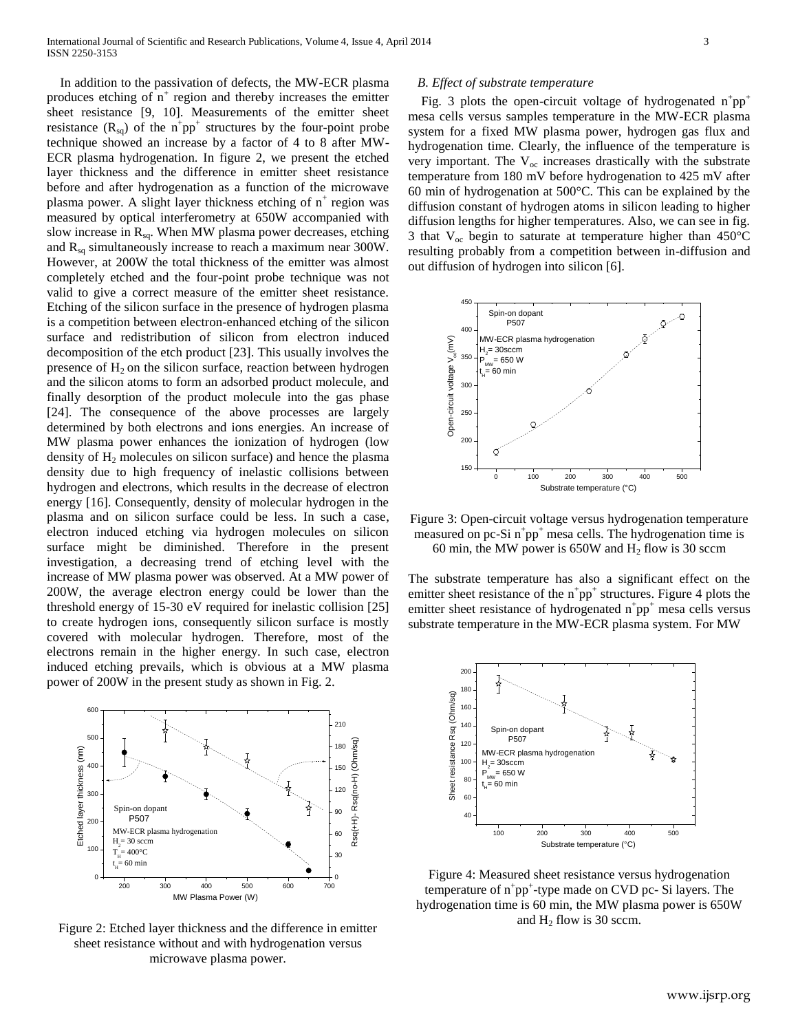In addition to the passivation of defects, the MW-ECR plasma produces etching of $n^+$ region and thereby increases the emitter sheet resistance [9, 10]. Measurements of the emitter sheet resistance ($R_{sq}$) of the $n^+pp^+$ structures by the four-point probe technique showed an increase by a factor of 4 to 8 after MW-ECR plasma hydrogenation. In figure 2, we present the etched layer thickness and the difference in emitter sheet resistance before and after hydrogenation as a function of the microwave plasma power. A slight layer thickness etching of $n^+$ region was measured by optical interferometry at 650W accompanied with slow increase in $R_{sq}$. When MW plasma power decreases, etching and $R_{sq}$ simultaneously increase to reach a maximum near 300W. However, at 200W the total thickness of the emitter was almost completely etched and the four-point probe technique was not valid to give a correct measure of the emitter sheet resistance. Etching of the silicon surface in the presence of hydrogen plasma is a competition between electron-enhanced etching of the silicon surface and redistribution of silicon from electron induced decomposition of the etch product [23]. This usually involves the presence of $H_2$ on the silicon surface, reaction between hydrogen and the silicon atoms to form an adsorbed product molecule, and finally desorption of the product molecule into the gas phase [24]. The consequence of the above processes are largely determined by both electrons and ions energies. An increase of MW plasma power enhances the ionization of hydrogen (low density of $H_2$ molecules on silicon surface) and hence the plasma density due to high frequency of inelastic collisions between hydrogen and electrons, which results in the decrease of electron energy [16]. Consequently, density of molecular hydrogen in the plasma and on silicon surface could be less. In such a case, electron induced etching via hydrogen molecules on silicon surface might be diminished. Therefore in the present investigation, a decreasing trend of etching level with the increase of MW plasma power was observed. At a MW power of 200W, the average electron energy could be lower than the threshold energy of 15-30 eV required for inelastic collision [25] to create hydrogen ions, consequently silicon surface is mostly covered with molecular hydrogen. Therefore, most of the electrons remain in the higher energy. In such case, electron induced etching prevails, which is obvious at a MW plasma power of 200W in the present study as shown in Fig. 2.

Figure 2: Etched layer thickness and the difference in emitter sheet resistance without and with hydrogenation versus microwave plasma power.

### B. Effect of substrate temperature

Fig. 3 plots the open-circuit voltage of hydrogenated $n^+pp^+$ mesa cells versus samples temperature in the MW-ECR plasma system for a fixed MW plasma power, hydrogen gas flux and hydrogenation time. Clearly, the influence of the temperature is very important. The $V_{oc}$ increases drastically with the substrate temperature from 180 mV before hydrogenation to 425 mV after 60 min of hydrogenation at 500°C. This can be explained by the diffusion constant of hydrogen atoms in silicon leading to higher diffusion lengths for higher temperatures. Also, we can see in fig. 3 that $V_{oc}$ begin to saturate at temperature higher than 450°C resulting probably from a competition between in-diffusion and out diffusion of hydrogen into silicon [6].

Figure 3: Open-circuit voltage versus hydrogenation temperature measured on pc-Si $n^+pp^+$ mesa cells. The hydrogenation time is 60 min, the MW power is 650W and $H_2$ flow is 30 sccm

The substrate temperature has also a significant effect on the emitter sheet resistance of the $n^+pp^+$ structures. Figure 4 plots the emitter sheet resistance of hydrogenated $n^+pp^+$ mesa cells versus substrate temperature in the MW-ECR plasma system. For MW

Figure 4: Measured sheet resistance versus hydrogenation temperature of $n^+pp^+$-type made on CVD pc- Si layers. The hydrogenation time is 60 min, the MW plasma power is 650W and $H_2$ flow is 30 sccm.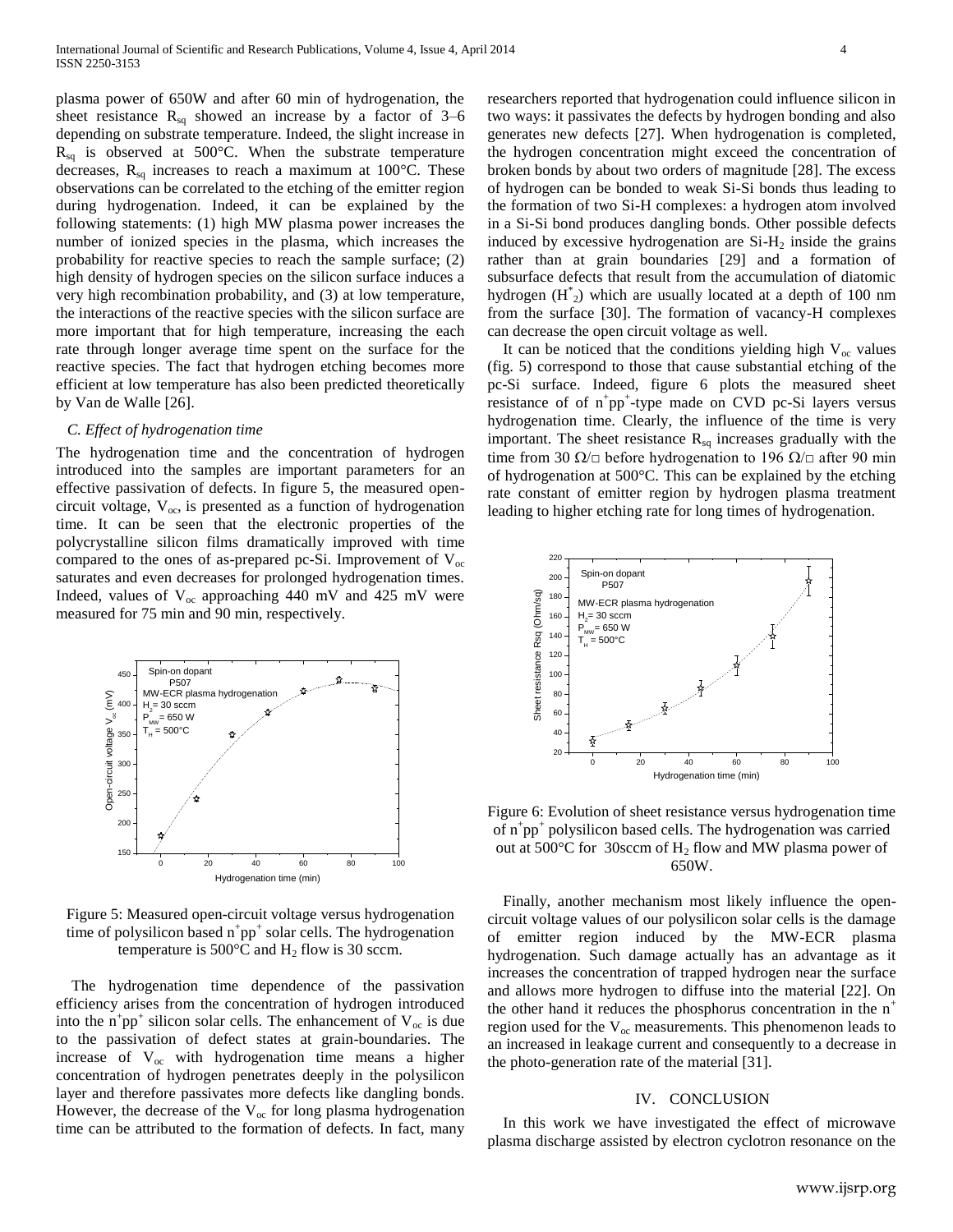plasma power of 650W and after 60 min of hydrogenation, the sheet resistance $R_{sq}$ showed an increase by a factor of 3–6 depending on substrate temperature. Indeed, the slight increase in $R_{sq}$ is observed at 500°C. When the substrate temperature decreases, $R_{sq}$ increases to reach a maximum at 100°C. These observations can be correlated to the etching of the emitter region during hydrogenation. Indeed, it can be explained by the following statements: (1) high MW plasma power increases the number of ionized species in the plasma, which increases the probability for reactive species to reach the sample surface; (2) high density of hydrogen species on the silicon surface induces a very high recombination probability, and (3) at low temperature, the interactions of the reactive species with the silicon surface are more important that for high temperature, increasing the each rate through longer average time spent on the surface for the reactive species. The fact that hydrogen etching becomes more efficient at low temperature has also been predicted theoretically by Van de Walle [26].

### *C. Effect of hydrogenation time*

The hydrogenation time and the concentration of hydrogen introduced into the samples are important parameters for an effective passivation of defects. In figure 5, the measured open-circuit voltage, $V_{oc}$, is presented as a function of hydrogenation time. It can be seen that the electronic properties of the polycrystalline silicon films dramatically improved with time compared to the ones of as-prepared pc-Si. Improvement of $V_{oc}$ saturates and even decreases for prolonged hydrogenation times. Indeed, values of $V_{oc}$ approaching 440 mV and 425 mV were measured for 75 min and 90 min, respectively.

Figure 5: Measured open-circuit voltage versus hydrogenation time of polysilicon based $n^+pp^+$ solar cells. The hydrogenation temperature is 500°C and $H_2$ flow is 30 sccm.

The hydrogenation time dependence of the passivation efficiency arises from the concentration of hydrogen introduced into the $n^+pp^+$ silicon solar cells. The enhancement of $V_{oc}$ is due to the passivation of defect states at grain-boundaries. The increase of $V_{oc}$ with hydrogenation time means a higher concentration of hydrogen penetrates deeply in the polysilicon layer and therefore passivates more defects like dangling bonds. However, the decrease of the $V_{oc}$ for long plasma hydrogenation time can be attributed to the formation of defects. In fact, many researchers reported that hydrogenation could influence silicon in two ways: it passivates the defects by hydrogen bonding and also generates new defects [27]. When hydrogenation is completed, the hydrogen concentration might exceed the concentration of broken bonds by about two orders of magnitude [28]. The excess of hydrogen can be bonded to weak Si-Si bonds thus leading to the formation of two Si-H complexes: a hydrogen atom involved in a Si-Si bond produces dangling bonds. Other possible defects induced by excessive hydrogenation are $Si\text{-}H_2$ inside the grains rather than at grain boundaries [29] and a formation of subsurface defects that result from the accumulation of diatomic hydrogen ($H^*_2$) which are usually located at a depth of 100 nm from the surface [30]. The formation of vacancy-H complexes can decrease the open circuit voltage as well.

It can be noticed that the conditions yielding high $V_{oc}$ values (fig. 5) correspond to those that cause substantial etching of the pc-Si surface. Indeed, figure 6 plots the measured sheet resistance of of $n^+pp^+$-type made on CVD pc-Si layers versus hydrogenation time. Clearly, the influence of the time is very important. The sheet resistance $R_{sq}$ increases gradually with the time from 30 Ω/□ before hydrogenation to 196 Ω/□ after 90 min of hydrogenation at 500°C. This can be explained by the etching rate constant of emitter region by hydrogen plasma treatment leading to higher etching rate for long times of hydrogenation.

Figure 6: Evolution of sheet resistance versus hydrogenation time of $n^+pp^+$ polysilicon based cells. The hydrogenation was carried out at 500°C for 30sccm of $H_2$ flow and MW plasma power of 650W.

Finally, another mechanism most likely influence the open-circuit voltage values of our polysilicon solar cells is the damage of emitter region induced by the MW-ECR plasma hydrogenation. Such damage actually has an advantage as it increases the concentration of trapped hydrogen near the surface and allows more hydrogen to diffuse into the material [22]. On the other hand it reduces the phosphorus concentration in the $n^+$ region used for the $V_{oc}$ measurements. This phenomenon leads to an increased in leakage current and consequently to a decrease in the photo-generation rate of the material [31].

## IV. CONCLUSION

In this work we have investigated the effect of microwave plasma discharge assisted by electron cyclotron resonance on the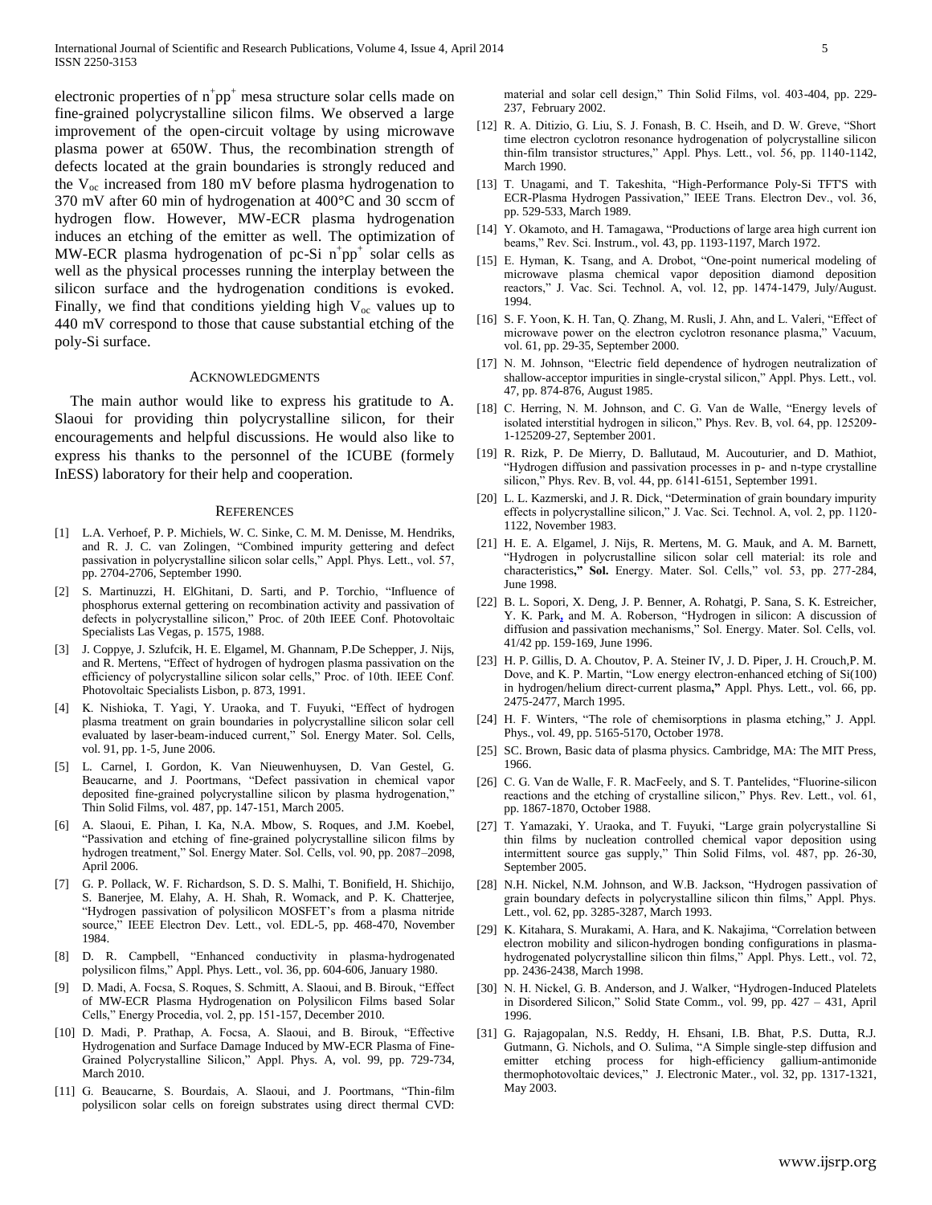electronic properties of $n^+pp^+$ mesa structure solar cells made on fine-grained polycrystalline silicon films. We observed a large improvement of the open-circuit voltage by using microwave plasma power at 650W. Thus, the recombination strength of defects located at the grain boundaries is strongly reduced and the $V_{oc}$ increased from 180 mV before plasma hydrogenation to 370 mV after 60 min of hydrogenation at 400°C and 30 sccm of hydrogen flow. However, MW-ECR plasma hydrogenation induces an etching of the emitter as well. The optimization of MW-ECR plasma hydrogenation of pc-Si $n^+pp^+$ solar cells as well as the physical processes running the interplay between the silicon surface and the hydrogenation conditions is evoked. Finally, we find that conditions yielding high $V_{oc}$ values up to 440 mV correspond to those that cause substantial etching of the poly-Si surface.

## Acknowledgments

The main author would like to express his gratitude to A. Slaoui for providing thin polycrystalline silicon, for their encouragements and helpful discussions. He would also like to express his thanks to the personnel of the ICUBE (formely InESS) laboratory for their help and cooperation.

## References

[1] L.A. Verhoef, P. P. Michiels, W. C. Sinke, C. M. M. Denisse, M. Hendriks, and R. J. C. van Zolingen, "Combined impurity gettering and defect passivation in polycrystalline silicon solar cells," Appl. Phys. Lett., vol. 57, pp. 2704-2706, September 1990.

[2] S. Martinuzzi, H. ElGhitani, D. Sarti, and P. Torchio, "Influence of phosphorus external gettering on recombination activity and passivation of defects in polycrystalline silicon," Proc. of 20th IEEE Conf. Photovoltaic Specialists Las Vegas, p. 1575, 1988.

[3] J. Coppye, J. Szlufcik, H. E. Elgamel, M. Ghannam, P.De Schepper, J. Nijs, and R. Mertens, "Effect of hydrogen of hydrogen plasma passivation on the efficiency of polycrystalline silicon solar cells," Proc. of 10th. IEEE Conf. Photovoltaic Specialists Lisbon, p. 873, 1991.

[4] K. Nishioka, T. Yagi, Y. Uraoka, and T. Fuyuki, "Effect of hydrogen plasma treatment on grain boundaries in polycrystalline silicon solar cell evaluated by laser-beam-induced current," Sol. Energy Mater. Sol. Cells, vol. 91, pp. 1-5, June 2006.

[5] L. Carnel, I. Gordon, K. Van Nieuwenhuysen, D. Van Gestel, G. Beaucarne, and J. Poortmans, "Defect passivation in chemical vapor deposited fine-grained polycrystalline silicon by plasma hydrogenation," Thin Solid Films, vol. 487, pp. 147-151, March 2005.

[6] A. Slaoui, E. Pihan, I. Ka, N.A. Mbow, S. Roques, and J.M. Koebel, "Passivation and etching of fine-grained polycrystalline silicon films by hydrogen treatment," Sol. Energy Mater. Sol. Cells, vol. 90, pp. 2087–2098, April 2006.

[7] G. P. Pollack, W. F. Richardson, S. D. S. Malhi, T. Bonifield, H. Shichijo, S. Banerjee, M. Elahy, A. H. Shah, R. Womack, and P. K. Chatterjee, "Hydrogen passivation of polysilicon MOSFET's from a plasma nitride source," IEEE Electron Dev. Lett., vol. EDL-5, pp. 468-470, November 1984.

[8] D. R. Campbell, "Enhanced conductivity in plasma-hydrogenated polysilicon films," Appl. Phys. Lett., vol. 36, pp. 604-606, January 1980.

[9] D. Madi, A. Focsa, S. Roques, S. Schmitt, A. Slaoui, and B. Birouk, "Effect of MW-ECR Plasma Hydrogenation on Polysilicon Films based Solar Cells," Energy Procedia, vol. 2, pp. 151-157, December 2010.

[10] D. Madi, P. Prathap, A. Focsa, A. Slaoui, and B. Birouk, "Effective Hydrogenation and Surface Damage Induced by MW-ECR Plasma of Fine-Grained Polycrystalline Silicon," Appl. Phys. A, vol. 99, pp. 729-734, March 2010.

[11] G. Beaucarne, S. Bourdais, A. Slaoui, and J. Poortmans, "Thin-film polysilicon solar cells on foreign substrates using direct thermal CVD: material and solar cell design," Thin Solid Films, vol. 403-404, pp. 229-237, February 2002.

[12] R. A. Ditizio, G. Liu, S. J. Fonash, B. C. Hseih, and D. W. Greve, "Short time electron cyclotron resonance hydrogenation of polycrystalline silicon thin-film transistor structures," Appl. Phys. Lett., vol. 56, pp. 1140-1142, March 1990.

[13] T. Unagami, and T. Takeshita, "High-Performance Poly-Si TFT'S with ECR-Plasma Hydrogen Passivation," IEEE Trans. Electron Dev., vol. 36, pp. 529-533, March 1989.

[14] Y. Okamoto, and H. Tamagawa, "Productions of large area high current ion beams," Rev. Sci. Instrum., vol. 43, pp. 1193-1197, March 1972.

[15] E. Hyman, K. Tsang, and A. Drobot, "One-point numerical modeling of microwave plasma chemical vapor deposition diamond deposition reactors," J. Vac. Sci. Technol. A, vol. 12, pp. 1474-1479, July/August. 1994.

[16] S. F. Yoon, K. H. Tan, Q. Zhang, M. Rusli, J. Ahn, and L. Valeri, "Effect of microwave power on the electron cyclotron resonance plasma," Vacuum, vol. 61, pp. 29-35, September 2000.

[17] N. M. Johnson, "Electric field dependence of hydrogen neutralization of shallow-acceptor impurities in single-crystal silicon," Appl. Phys. Lett., vol. 47, pp. 874-876, August 1985.

[18] C. Herring, N. M. Johnson, and C. G. Van de Walle, "Energy levels of isolated interstitial hydrogen in silicon," Phys. Rev. B, vol. 64, pp. 125209-1-125209-27, September 2001.

[19] R. Rizk, P. De Mierry, D. Ballutaud, M. Aucouturier, and D. Mathiot, "Hydrogen diffusion and passivation processes in p- and n-type crystalline silicon," Phys. Rev. B, vol. 44, pp. 6141-6151, September 1991.

[20] L. L. Kazmerski, and J. R. Dick, "Determination of grain boundary impurity effects in polycrystalline silicon," J. Vac. Sci. Technol. A, vol. 2, pp. 1120-1122, November 1983.

[21] H. E. A. Elgamel, J. Nijs, R. Mertens, M. G. Mauk, and A. M. Barnett, "Hydrogen in polycrustalline silicon solar cell material: its role and characteristics**," Sol.** Energy. Mater. Sol. Cells," vol. 53, pp. 277-284, June 1998.

[22] B. L. Sopori, X. Deng, J. P. Benner, A. Rohatgi, P. Sana, S. K. Estreicher, Y. K. Park, and M. A. Roberson, "Hydrogen in silicon: A discussion of diffusion and passivation mechanisms," Sol. Energy. Mater. Sol. Cells, vol. 41/42 pp. 159-169, June 1996.

[23] H. P. Gillis, D. A. Choutov, P. A. Steiner IV, J. D. Piper, J. H. Crouch,P. M. Dove, and K. P. Martin, "Low energy electron-enhanced etching of Si(100) in hydrogen/helium direct-current plasma**,"** Appl. Phys. Lett., vol. 66, pp. 2475-2477, March 1995.

[24] H. F. Winters, "The role of chemisorptions in plasma etching," J. Appl. Phys., vol. 49, pp. 5165-5170, October 1978.

[25] SC. Brown, Basic data of plasma physics. Cambridge, MA: The MIT Press, 1966.

[26] C. G. Van de Walle, F. R. MacFeely, and S. T. Pantelides, "Fluorine-silicon reactions and the etching of crystalline silicon," Phys. Rev. Lett., vol. 61, pp. 1867-1870, October 1988.

[27] T. Yamazaki, Y. Uraoka, and T. Fuyuki, "Large grain polycrystalline Si thin films by nucleation controlled chemical vapor deposition using intermittent source gas supply," Thin Solid Films, vol. 487, pp. 26-30, September 2005.

[28] N.H. Nickel, N.M. Johnson, and W.B. Jackson, "Hydrogen passivation of grain boundary defects in polycrystalline silicon thin films," Appl. Phys. Lett., vol. 62, pp. 3285-3287, March 1993.

[29] K. Kitahara, S. Murakami, A. Hara, and K. Nakajima, "Correlation between electron mobility and silicon-hydrogen bonding configurations in plasma-hydrogenated polycrystalline silicon thin films," Appl. Phys. Lett., vol. 72, pp. 2436-2438, March 1998.

[30] N. H. Nickel, G. B. Anderson, and J. Walker, "Hydrogen-Induced Platelets in Disordered Silicon," Solid State Comm., vol. 99, pp. 427 – 431, April 1996.

[31] G. Rajagopalan, N.S. Reddy, H. Ehsani, I.B. Bhat, P.S. Dutta, R.J. Gutmann, G. Nichols, and O. Sulima, "A Simple single-step diffusion and emitter etching process for high-efficiency gallium-antimonide thermophotovoltaic devices," J. Electronic Mater., vol. 32, pp. 1317-1321, May 2003.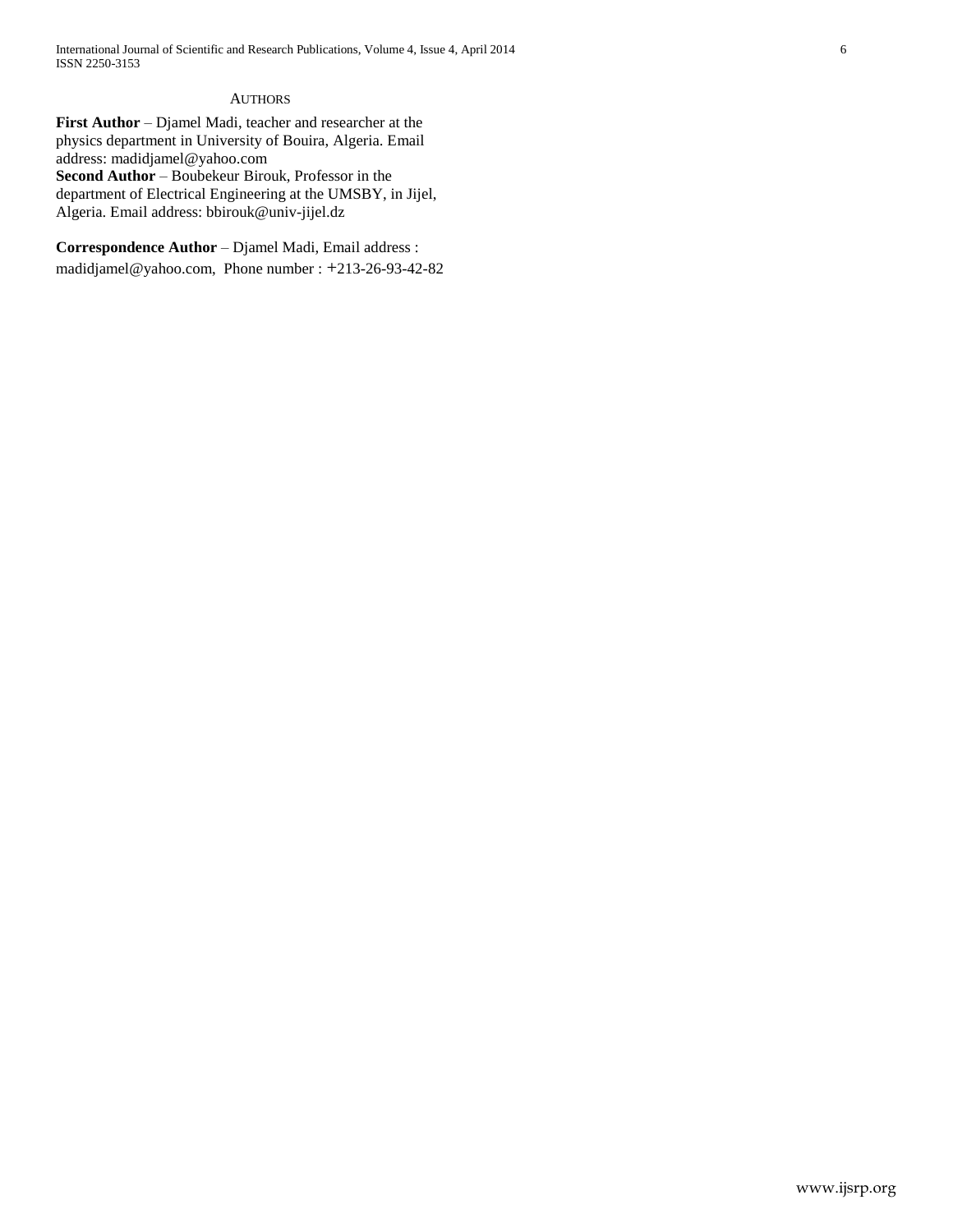## AUTHORS

**First Author** – Djamel Madi, teacher and researcher at the physics department in University of Bouira, Algeria. Email address: madidjamel@yahoo.com

**Second Author** – Boubekeur Birouk, Professor in the department of Electrical Engineering at the UMSBY, in Jijel, Algeria. Email address: bbirouk@univ-jijel.dz

**Correspondence Author** – Djamel Madi, Email address : madidjamel@yahoo.com, Phone number : +213-26-93-42-82